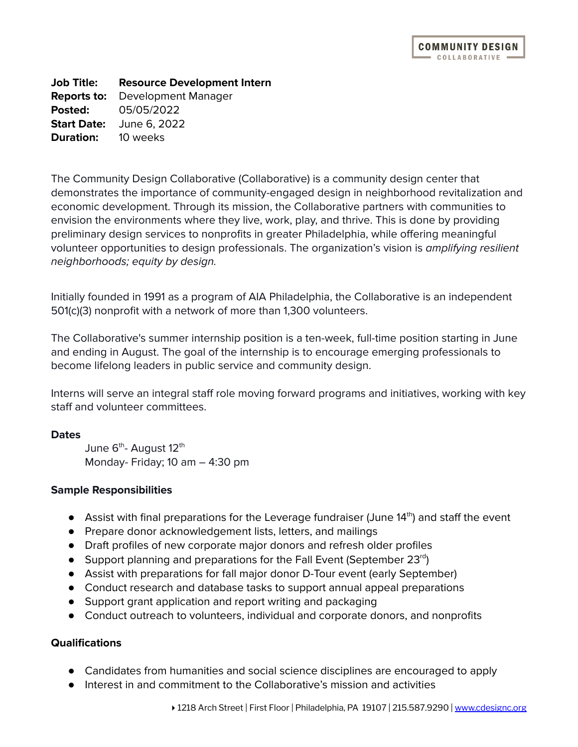COMMUNITY DESIGN COLLABORATIVE

**Job Title:** **Resource Development Intern**
**Reports to:** Development Manager
**Posted:** 05/05/2022
**Start Date:** June 6, 2022
**Duration:** 10 weeks

The Community Design Collaborative (Collaborative) is a community design center that demonstrates the importance of community-engaged design in neighborhood revitalization and economic development. Through its mission, the Collaborative partners with communities to envision the environments where they live, work, play, and thrive. This is done by providing preliminary design services to nonprofits in greater Philadelphia, while offering meaningful volunteer opportunities to design professionals. The organization's vision is *amplifying resilient neighborhoods; equity by design.*

Initially founded in 1991 as a program of AIA Philadelphia, the Collaborative is an independent 501(c)(3) nonprofit with a network of more than 1,300 volunteers.

The Collaborative's summer internship position is a ten-week, full-time position starting in June and ending in August. The goal of the internship is to encourage emerging professionals to become lifelong leaders in public service and community design.

Interns will serve an integral staff role moving forward programs and initiatives, working with key staff and volunteer committees.

**Dates**

June 6th- August 12th
Monday- Friday; 10 am – 4:30 pm

**Sample Responsibilities**

- Assist with final preparations for the Leverage fundraiser (June 14th) and staff the event
- Prepare donor acknowledgement lists, letters, and mailings
- Draft profiles of new corporate major donors and refresh older profiles
- Support planning and preparations for the Fall Event (September 23rd)
- Assist with preparations for fall major donor D-Tour event (early September)
- Conduct research and database tasks to support annual appeal preparations
- Support grant application and report writing and packaging
- Conduct outreach to volunteers, individual and corporate donors, and nonprofits

**Qualifications**

- Candidates from humanities and social science disciplines are encouraged to apply
- Interest in and commitment to the Collaborative's mission and activities

1218 Arch Street | First Floor | Philadelphia, PA 19107 | 215.587.9290 | www.cdesignc.org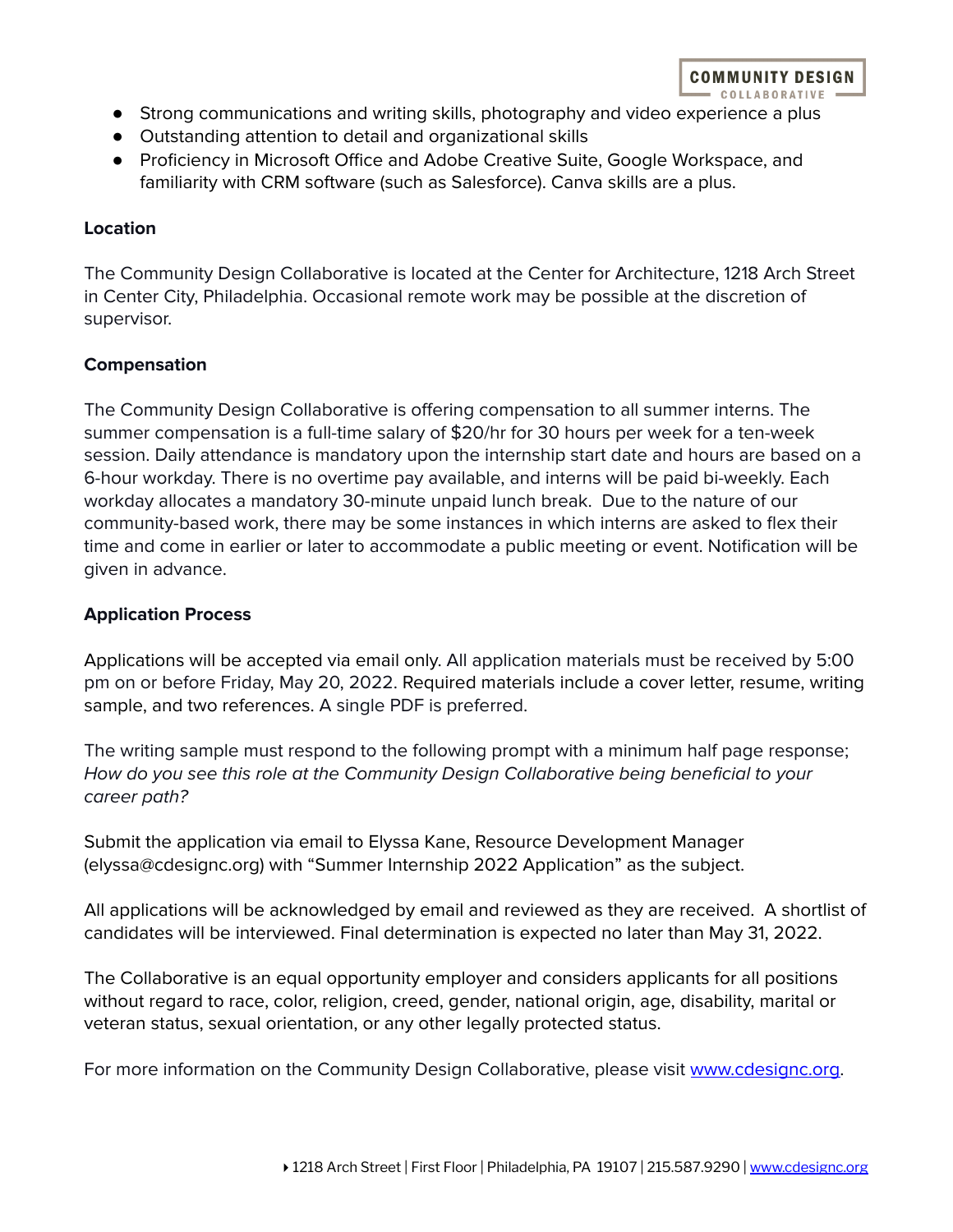- Strong communications and writing skills, photography and video experience a plus
- Outstanding attention to detail and organizational skills
- Proficiency in Microsoft Office and Adobe Creative Suite, Google Workspace, and familiarity with CRM software (such as Salesforce). Canva skills are a plus.

**Location**

The Community Design Collaborative is located at the Center for Architecture, 1218 Arch Street in Center City, Philadelphia. Occasional remote work may be possible at the discretion of supervisor.

**Compensation**

The Community Design Collaborative is offering compensation to all summer interns. The summer compensation is a full-time salary of $20/hr for 30 hours per week for a ten-week session. Daily attendance is mandatory upon the internship start date and hours are based on a 6-hour workday. There is no overtime pay available, and interns will be paid bi-weekly. Each workday allocates a mandatory 30-minute unpaid lunch break. Due to the nature of our community-based work, there may be some instances in which interns are asked to flex their time and come in earlier or later to accommodate a public meeting or event. Notification will be given in advance.

**Application Process**

Applications will be accepted via email only. All application materials must be received by 5:00 pm on or before Friday, May 20, 2022. Required materials include a cover letter, resume, writing sample, and two references. A single PDF is preferred.

The writing sample must respond to the following prompt with a minimum half page response; *How do you see this role at the Community Design Collaborative being beneficial to your career path?*

Submit the application via email to Elyssa Kane, Resource Development Manager (elyssa@cdesignc.org) with "Summer Internship 2022 Application" as the subject.

All applications will be acknowledged by email and reviewed as they are received. A shortlist of candidates will be interviewed. Final determination is expected no later than May 31, 2022.

The Collaborative is an equal opportunity employer and considers applicants for all positions without regard to race, color, religion, creed, gender, national origin, age, disability, marital or veteran status, sexual orientation, or any other legally protected status.

For more information on the Community Design Collaborative, please visit www.cdesignc.org.